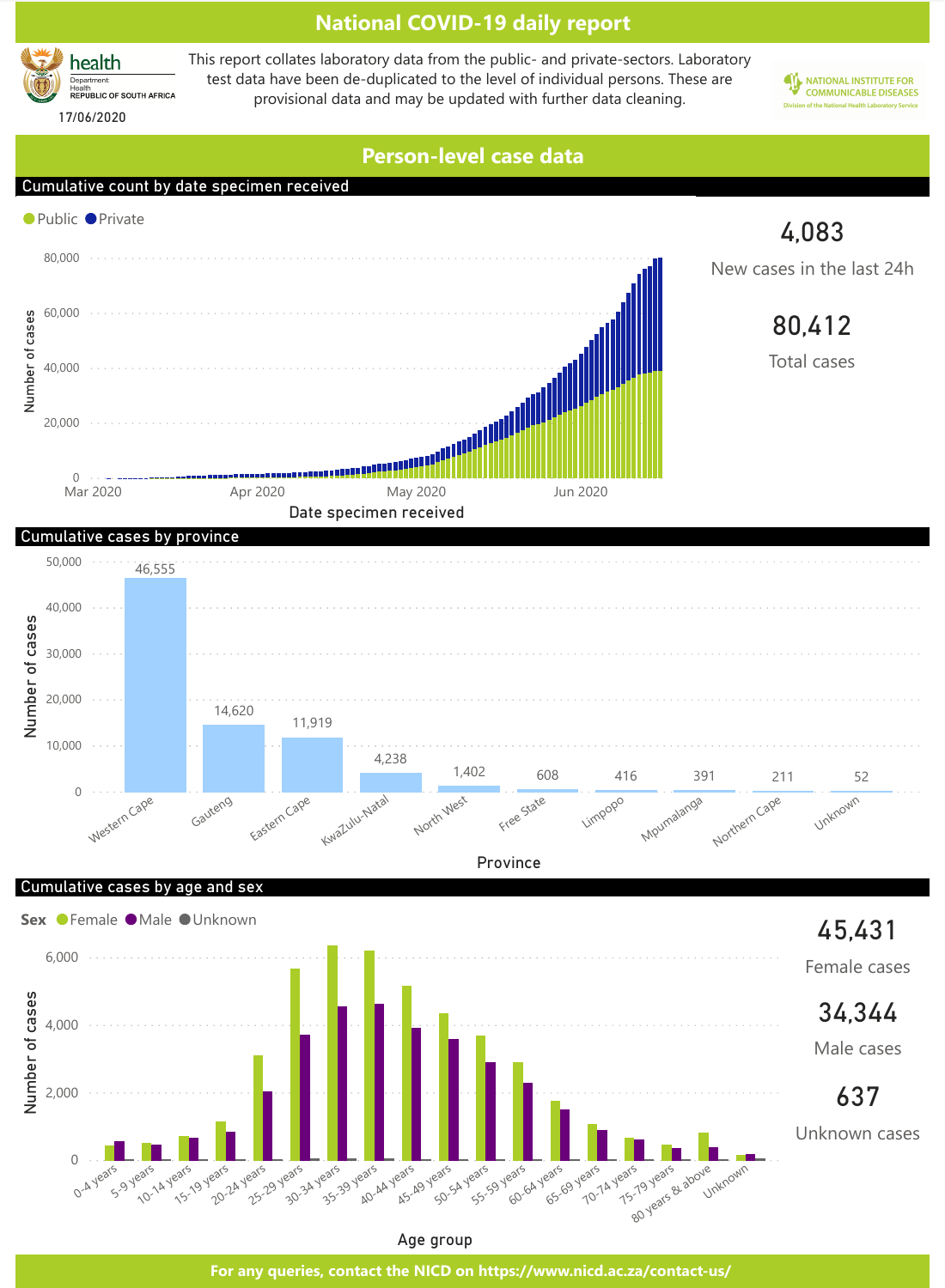# National COVID-19 daily report

health
Department: Health
REPUBLIC OF SOUTH AFRICA

17/06/2020

This report collates laboratory data from the public- and private-sectors. Laboratory test data have been de-duplicated to the level of individual persons. These are provisional data and may be updated with further data cleaning.

NATIONAL INSTITUTE FOR COMMUNICABLE DISEASES
Division of the National Health Laboratory Service

## Person-level case data

### Cumulative count by date specimen received

Public / Private

**4,083**
New cases in the last 24h

**80,412**
Total cases

### Cumulative cases by province

| Province | Number of cases |
| --- | --- |
| Western Cape | 46,555 |
| Gauteng | 14,620 |
| Eastern Cape | 11,919 |
| KwaZulu-Natal | 4,238 |
| North West | 1,402 |
| Free State | 608 |
| Limpopo | 416 |
| Mpumalanga | 391 |
| Northern Cape | 211 |
| Unknown | 52 |

### Cumulative cases by age and sex

Sex: Female / Male / Unknown

**45,431**
Female cases

**34,344**
Male cases

**637**
Unknown cases

For any queries, contact the NICD on https://www.nicd.ac.za/contact-us/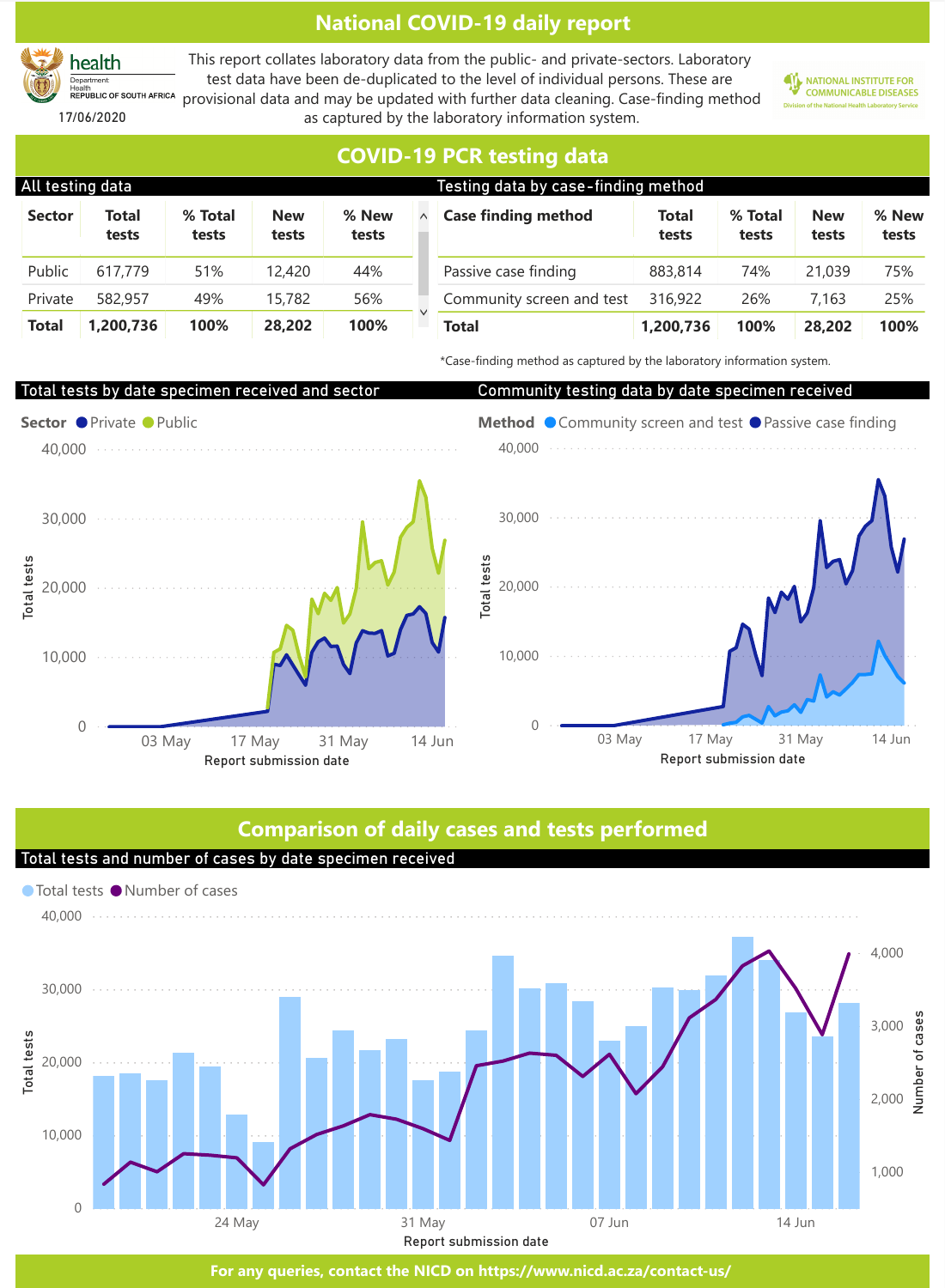# National COVID-19 daily report

health
Department: Health
REPUBLIC OF SOUTH AFRICA

17/06/2020

This report collates laboratory data from the public- and private-sectors. Laboratory test data have been de-duplicated to the level of individual persons. These are provisional data and may be updated with further data cleaning. Case-finding method as captured by the laboratory information system.

NATIONAL INSTITUTE FOR COMMUNICABLE DISEASES
Division of the National Health Laboratory Service

## COVID-19 PCR testing data

### All testing data

| Sector | Total tests | % Total tests | New tests | % New tests |
|---|---|---|---|---|
| Public | 617,779 | 51% | 12,420 | 44% |
| Private | 582,957 | 49% | 15,782 | 56% |
| **Total** | **1,200,736** | **100%** | **28,202** | **100%** |

### Testing data by case-finding method

| Case finding method | Total tests | % Total tests | New tests | % New tests |
|---|---|---|---|---|
| Passive case finding | 883,814 | 74% | 21,039 | 75% |
| Community screen and test | 316,922 | 26% | 7,163 | 25% |
| **Total** | **1,200,736** | **100%** | **28,202** | **100%** |

*Case-finding method as captured by the laboratory information system.

### Total tests by date specimen received and sector

Sector ● Private ● Public

40,000
30,000
20,000
10,000
0

Total tests

03 May
17 May
31 May
14 Jun

Report submission date

### Community testing data by date specimen received

Method ● Community screen and test ● Passive case finding

40,000
30,000
20,000
10,000
0

Total tests

03 May
17 May
31 May
14 Jun

Report submission date

## Comparison of daily cases and tests performed

### Total tests and number of cases by date specimen received

● Total tests ● Number of cases

40,000
30,000
20,000
10,000
0

Total tests

4,000
3,000
2,000
1,000

Number of cases

24 May
31 May
07 Jun
14 Jun

Report submission date

For any queries, contact the NICD on https://www.nicd.ac.za/contact-us/